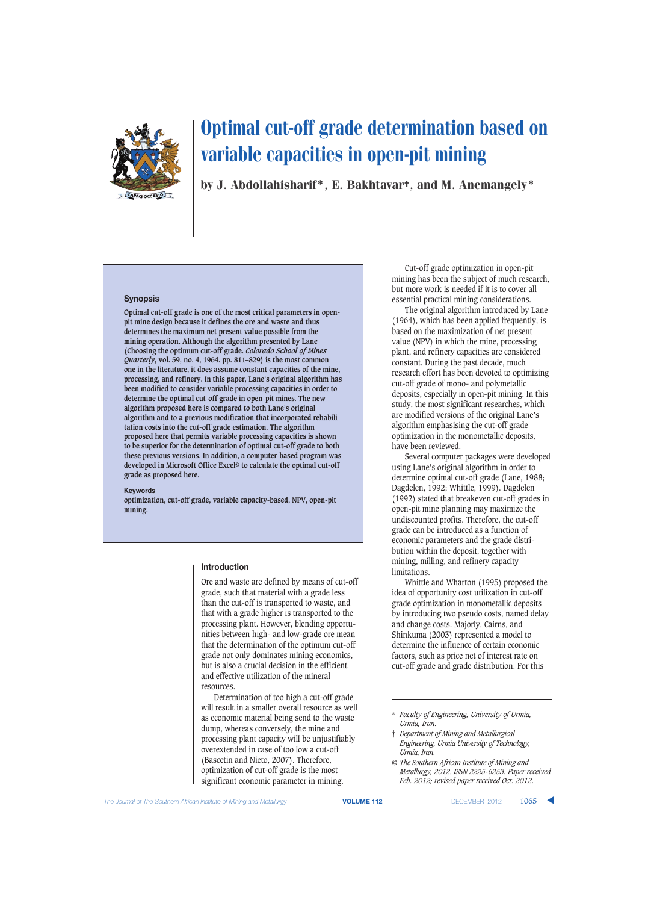# Optimal cut-off grade determination based on variable capacities in open-pit mining

by J. Abdollahisharif*, E. Bakhtavar†, and M. Anemangely*

## Synopsis

Optimal cut-off grade is one of the most critical parameters in open-pit mine design because it defines the ore and waste and thus determines the maximum net present value possible from the mining operation. Although the algorithm presented by Lane (Choosing the optimum cut-off grade. *Colorado School of Mines Quarterly*, vol. 59, no. 4, 1964. pp. 811–829) is the most common one in the literature, it does assume constant capacities of the mine, processing, and refinery. In this paper, Lane's original algorithm has been modified to consider variable processing capacities in order to determine the optimal cut-off grade in open-pit mines. The new algorithm proposed here is compared to both Lane's original algorithm and to a previous modification that incorporated rehabilitation costs into the cut-off grade estimation. The algorithm proposed here that permits variable processing capacities is shown to be superior for the determination of optimal cut-off grade to both these previous versions. In addition, a computer-based program was developed in Microsoft Office Excel© to calculate the optimal cut-off grade as proposed here.

### Keywords

optimization, cut-off grade, variable capacity-based, NPV, open-pit mining.

## Introduction

Ore and waste are defined by means of cut-off grade, such that material with a grade less than the cut-off is transported to waste, and that with a grade higher is transported to the processing plant. However, blending opportunities between high- and low-grade ore mean that the determination of the optimum cut-off grade not only dominates mining economics, but is also a crucial decision in the efficient and effective utilization of the mineral resources.

Determination of too high a cut-off grade will result in a smaller overall resource as well as economic material being send to the waste dump, whereas conversely, the mine and processing plant capacity will be unjustifiably overextended in case of too low a cut-off (Bascetin and Nieto, 2007). Therefore, optimization of cut-off grade is the most significant economic parameter in mining.

Cut-off grade optimization in open-pit mining has been the subject of much research, but more work is needed if it is to cover all essential practical mining considerations.

The original algorithm introduced by Lane (1964), which has been applied frequently, is based on the maximization of net present value (NPV) in which the mine, processing plant, and refinery capacities are considered constant. During the past decade, much research effort has been devoted to optimizing cut-off grade of mono- and polymetallic deposits, especially in open-pit mining. In this study, the most significant researches, which are modified versions of the original Lane's algorithm emphasising the cut-off grade optimization in the monometallic deposits, have been reviewed.

Several computer packages were developed using Lane's original algorithm in order to determine optimal cut-off grade (Lane, 1988; Dagdelen, 1992; Whittle, 1999). Dagdelen (1992) stated that breakeven cut-off grades in open-pit mine planning may maximize the undiscounted profits. Therefore, the cut-off grade can be introduced as a function of economic parameters and the grade distribution within the deposit, together with mining, milling, and refinery capacity limitations.

Whittle and Wharton (1995) proposed the idea of opportunity cost utilization in cut-off grade optimization in monometallic deposits by introducing two pseudo costs, named delay and change costs. Majorly, Cairns, and Shinkuma (2003) represented a model to determine the influence of certain economic factors, such as price net of interest rate on cut-off grade and grade distribution. For this

---

\* *Faculty of Engineering, University of Urmia, Urmia, Iran.*

† *Department of Mining and Metallurgical Engineering, Urmia University of Technology, Urmia, Iran.*

© *The Southern African Institute of Mining and Metallurgy, 2012. ISSN 2225-6253. Paper received Feb. 2012; revised paper received Oct. 2012.*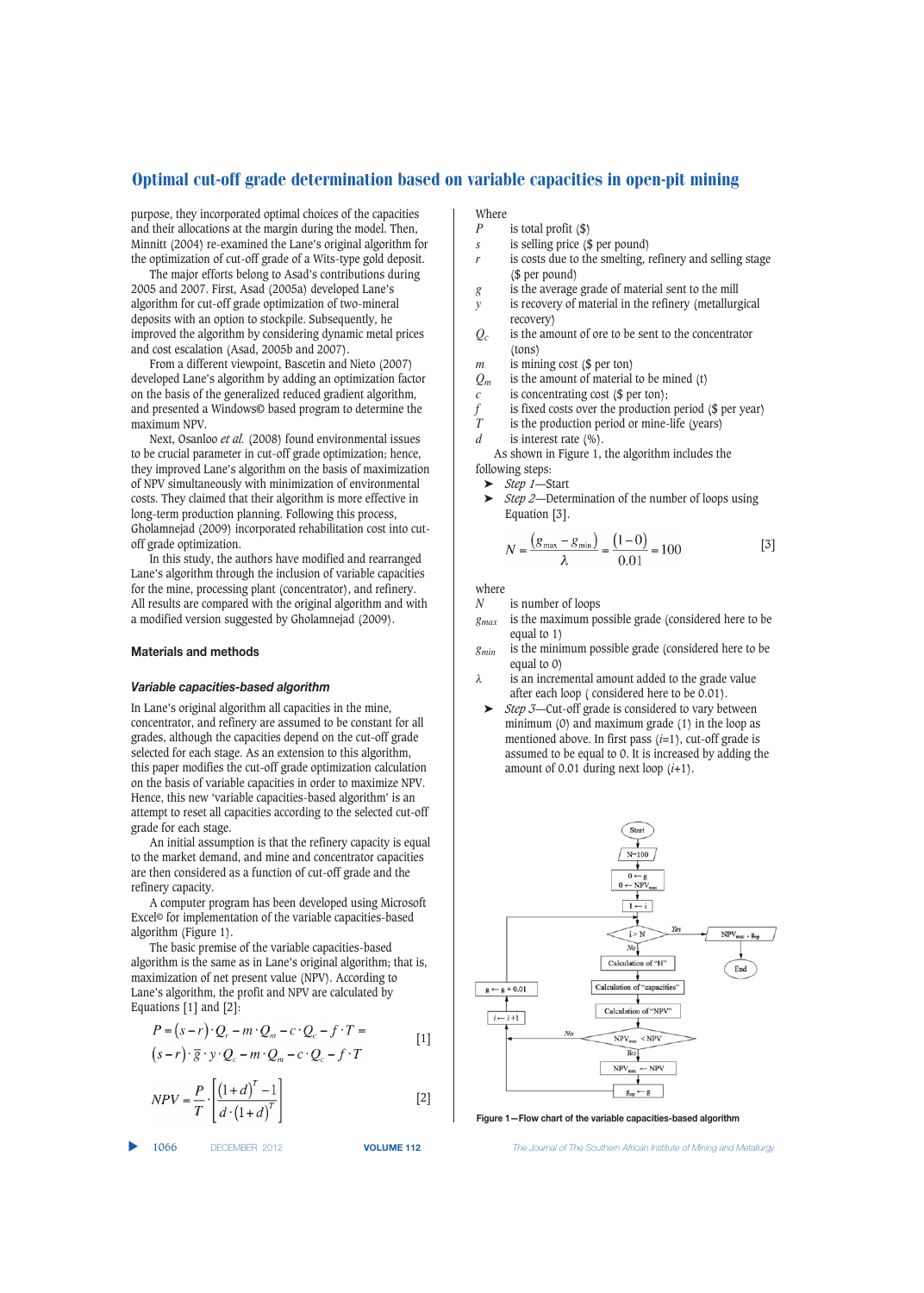purpose, they incorporated optimal choices of the capacities and their allocations at the margin during the model. Then, Minnitt (2004) re-examined the Lane's original algorithm for the optimization of cut-off grade of a Wits-type gold deposit.

The major efforts belong to Asad's contributions during 2005 and 2007. First, Asad (2005a) developed Lane's algorithm for cut-off grade optimization of two-mineral deposits with an option to stockpile. Subsequently, he improved the algorithm by considering dynamic metal prices and cost escalation (Asad, 2005b and 2007).

From a different viewpoint, Bascetin and Nieto (2007) developed Lane's algorithm by adding an optimization factor on the basis of the generalized reduced gradient algorithm, and presented a Windows© based program to determine the maximum NPV.

Next, Osanloo *et al.* (2008) found environmental issues to be crucial parameter in cut-off grade optimization; hence, they improved Lane's algorithm on the basis of maximization of NPV simultaneously with minimization of environmental costs. They claimed that their algorithm is more effective in long-term production planning. Following this process, Gholamnejad (2009) incorporated rehabilitation cost into cut-off grade optimization.

In this study, the authors have modified and rearranged Lane's algorithm through the inclusion of variable capacities for the mine, processing plant (concentrator), and refinery. All results are compared with the original algorithm and with a modified version suggested by Gholamnejad (2009).

## Materials and methods

### *Variable capacities-based algorithm*

In Lane's original algorithm all capacities in the mine, concentrator, and refinery are assumed to be constant for all grades, although the capacities depend on the cut-off grade selected for each stage. As an extension to this algorithm, this paper modifies the cut-off grade optimization calculation on the basis of variable capacities in order to maximize NPV. Hence, this new 'variable capacities-based algorithm' is an attempt to reset all capacities according to the selected cut-off grade for each stage.

An initial assumption is that the refinery capacity is equal to the market demand, and mine and concentrator capacities are then considered as a function of cut-off grade and the refinery capacity.

A computer program has been developed using Microsoft Excel© for implementation of the variable capacities-based algorithm (Figure 1).

The basic premise of the variable capacities-based algorithm is the same as in Lane's original algorithm; that is, maximization of net present value (NPV). According to Lane's algorithm, the profit and NPV are calculated by Equations [1] and [2]:

$$P = (s-r)\cdot Q_r - m\cdot Q_m - c\cdot Q_c - f\cdot T = (s-r)\cdot \bar{g}\cdot y\cdot Q_c - m\cdot Q_m - c\cdot Q_c - f\cdot T \qquad [1]$$

$$NPV = \frac{P}{T}\cdot\left[\frac{(1+d)^T - 1}{d\cdot(1+d)^T}\right] \qquad [2]$$

Where

- $P$ is total profit ($)
- $s$ is selling price ($ per pound)
- $r$ is costs due to the smelting, refinery and selling stage ($ per pound)
- $g$ is the average grade of material sent to the mill
- $y$ is recovery of material in the refinery (metallurgical recovery)
- $Q_c$ is the amount of ore to be sent to the concentrator (tons)
- $m$ is mining cost ($ per ton)
- $Q_m$ is the amount of material to be mined (t)
- $c$ is concentrating cost ($ per ton);
- $f$ is fixed costs over the production period ($ per year)
- $T$ is the production period or mine-life (years)
- $d$ is interest rate (%).

As shown in Figure 1, the algorithm includes the following steps:

- *Step 1*—Start
- *Step 2*—Determination of the number of loops using Equation [3].

$$N = \frac{(g_{max} - g_{min})}{\lambda} = \frac{(1-0)}{0.01} = 100 \qquad [3]$$

where

- $N$ is number of loops
- $g_{max}$ is the maximum possible grade (considered here to be equal to 1)
- $g_{min}$ is the minimum possible grade (considered here to be equal to 0)
- $\lambda$ is an incremental amount added to the grade value after each loop ( considered here to be 0.01).

- *Step 3*—Cut-off grade is considered to vary between minimum (0) and maximum grade (1) in the loop as mentioned above. In first pass ($i$=1), cut-off grade is assumed to be equal to 0. It is increased by adding the amount of 0.01 during next loop ($i$+1).

Figure 1—Flow chart of the variable capacities-based algorithm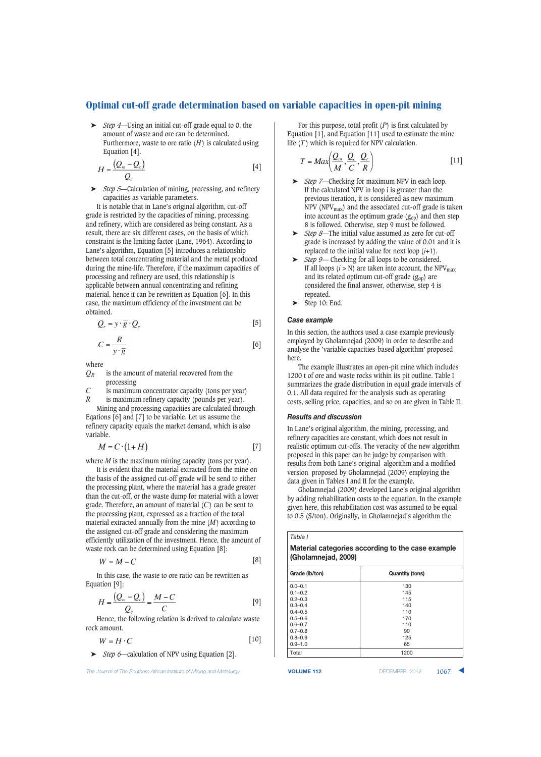➤ *Step 4*—Using an initial cut-off grade equal to 0, the amount of waste and ore can be determined. Furthermore, waste to ore ratio $(H)$ is calculated using Equation [4].

$$H = \frac{(Q_m - Q_c)}{Q_c} \quad [4]$$

➤ *Step 5*—Calculation of mining, processing, and refinery capacities as variable parameters.

It is notable that in Lane's original algorithm, cut-off grade is restricted by the capacities of mining, processing, and refinery, which are considered as being constant. As a result, there are six different cases, on the basis of which constraint is the limiting factor (Lane, 1964). According to Lane's algorithm, Equation [5] introduces a relationship between total concentrating material and the metal produced during the mine-life. Therefore, if the maximum capacities of processing and refinery are used, this relationship is applicable between annual concentrating and refining material, hence it can be rewritten as Equation [6]. In this case, the maximum efficiency of the investment can be obtained.

$$Q_r = y \cdot \bar{g} \cdot Q_c \quad [5]$$

$$C = \frac{R}{y \cdot \bar{g}} \quad [6]$$

where

$Q_R$ is the amount of material recovered from the processing

$C$ is maximum concentrator capacity (tons per year)

$R$ is maximum refinery capacity (pounds per year).

Mining and processing capacities are calculated through Eqations [6] and [7] to be variable. Let us assume the refinery capacity equals the market demand, which is also variable.

$$M = C \cdot (1 + H) \quad [7]$$

where $M$ is the maximum mining capacity (tons per year).

It is evident that the material extracted from the mine on the basis of the assigned cut-off grade will be send to either the processing plant, where the material has a grade greater than the cut-off, or the waste dump for material with a lower grade. Therefore, an amount of material $(C)$ can be sent to the processing plant, expressed as a fraction of the total material extracted annually from the mine $(M)$ according to the assigned cut-off grade and considering the maximum efficiently utilization of the investment. Hence, the amount of waste rock can be determined using Equation [8]:

$$W = M - C \quad [8]$$

In this case, the waste to ore ratio can be rewritten as Equation [9]:

$$H = \frac{(Q_m - Q_c)}{Q_c} = \frac{M - C}{C} \quad [9]$$

Hence, the following relation is derived to calculate waste rock amount.

$$W = H \cdot C \quad [10]$$

➤ *Step 6*—calculation of NPV using Equation [2].

For this purpose, total profit $(P)$ is first calculated by Equation [1], and Equation [11] used to estimate the mine life $(T)$ which is required for NPV calculation.

$$T = Max\left(\frac{Q_m}{M}, \frac{Q_c}{C}, \frac{Q_r}{R}\right) \quad [11]$$

➤ *Step 7*—Checking for maximum NPV in each loop. If the calculated NPV in loop i is greater than the previous iteration, it is considered as new maximum NPV ($NPV_{max}$) and the associated cut-off grade is taken into account as the optimum grade ($g_{op}$) and then step 8 is followed. Otherwise, step 9 must be followed.

➤ *Step 8*—The initial value assumed as zero for cut-off grade is increased by adding the value of 0.01 and it is replaced to the initial value for next loop $(i+1)$.

➤ *Step 9*— Checking for all loops to be considered. If all loops $(i > N)$ are taken into account, the $NPV_{max}$ and its related optimum cut-off grade ($g_{op}$) are considered the final answer, otherwise, step 4 is repeated.

➤ Step 10: End.

### Case example

In this section, the authors used a case example previously employed by Gholamnejad (2009) in order to describe and analyse the 'variable capacities-based algorithm' proposed here.

The example illustrates an open-pit mine which includes 1200 t of ore and waste rocks within its pit outline. Table I summarizes the grade distribution in equal grade intervals of 0.1. All data required for the analysis such as operating costs, selling price, capacities, and so on are given in Table II.

### Results and discussion

In Lane's original algorithm, the mining, processing, and refinery capacities are constant, which does not result in realistic optimum cut-offs. The veracity of the new algorithm proposed in this paper can be judge by comparison with results from both Lane's original algorithm and a modified version proposed by Gholamnejad (2009) employing the data given in Tables I and II for the example.

Gholamnejad (2009) developed Lane's original algorithm by adding rehabilitation costs to the equation. In the example given here, this rehabilitation cost was assumed to be equal to 0.5 ($/ton). Originally, in Gholamnejad's algorithm the

*Table I*

**Material categories according to the case example (Gholamnejad, 2009)**

| Grade (lb/ton) | Quantity (tons) |
|---|---|
| 0.0–0.1 | 130 |
| 0.1–0.2 | 145 |
| 0.2–0.3 | 115 |
| 0.3–0.4 | 140 |
| 0.4–0.5 | 110 |
| 0.5–0.6 | 170 |
| 0.6–0.7 | 110 |
| 0.7–0.8 | 90 |
| 0.8–0.9 | 125 |
| 0.9–1.0 | 65 |
| Total | 1200 |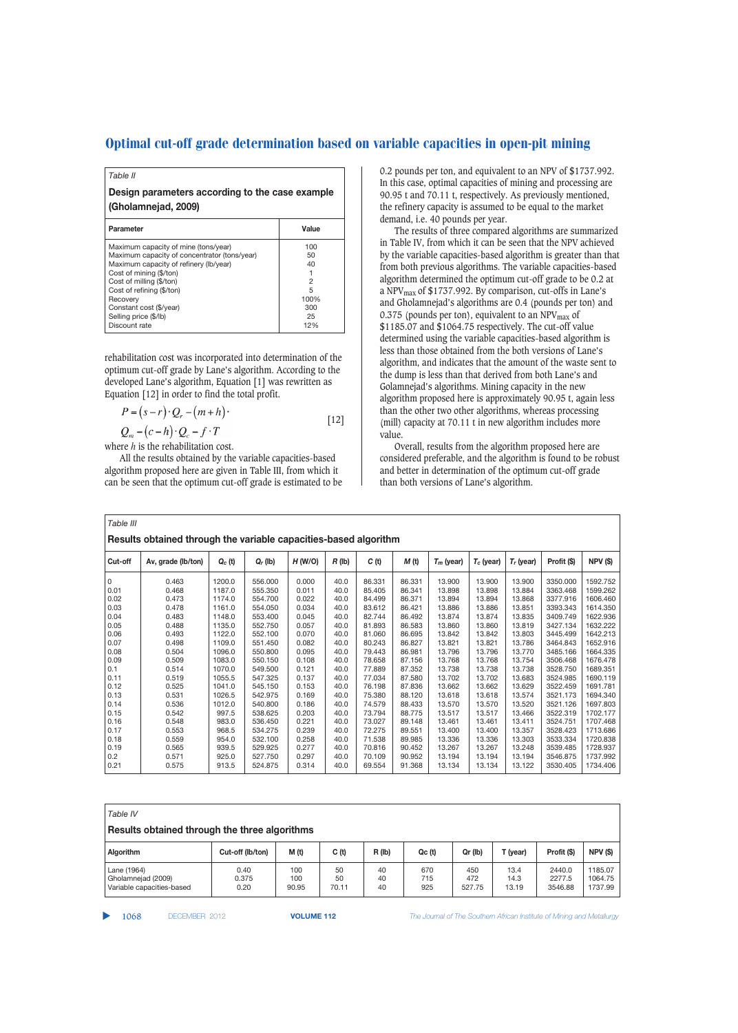Table II

**Design parameters according to the case example (Gholamnejad, 2009)**

| Parameter | Value |
|---|---|
| Maximum capacity of mine (tons/year) | 100 |
| Maximum capacity of concentrator (tons/year) | 50 |
| Maximum capacity of refinery (lb/year) | 40 |
| Cost of mining ($/ton) | 1 |
| Cost of milling ($/ton) | 2 |
| Cost of refining ($/ton) | 5 |
| Recovery | 100% |
| Constant cost ($/year) | 300 |
| Selling price ($/lb) | 25 |
| Discount rate | 12% |

rehabilitation cost was incorporated into determination of the optimum cut-off grade by Lane's algorithm. According to the developed Lane's algorithm, Equation [1] was rewritten as Equation [12] in order to find the total profit.

$$P = (s-r)\cdot Q_r - (m+h)\cdot Q_m - (c-h)\cdot Q_c - f\cdot T \qquad [12]$$

where $h$ is the rehabilitation cost.

All the results obtained by the variable capacities-based algorithm proposed here are given in Table III, from which it can be seen that the optimum cut-off grade is estimated to be 0.2 pounds per ton, and equivalent to an NPV of $1737.992. In this case, optimal capacities of mining and processing are 90.95 t and 70.11 t, respectively. As previously mentioned, the refinery capacity is assumed to be equal to the market demand, i.e. 40 pounds per year.

The results of three compared algorithms are summarized in Table IV, from which it can be seen that the NPV achieved by the variable capacities-based algorithm is greater than that from both previous algorithms. The variable capacities-based algorithm determined the optimum cut-off grade to be 0.2 at a $NPV_{max}$ of $1737.992. By comparison, cut-offs in Lane's and Gholamnejad's algorithms are 0.4 (pounds per ton) and 0.375 (pounds per ton), equivalent to an $NPV_{max}$ of $1185.07 and $1064.75 respectively. The cut-off value determined using the variable capacities-based algorithm is less than those obtained from the both versions of Lane's algorithm, and indicates that the amount of the waste sent to the dump is less than that derived from both Lane's and Golamnejad's algorithms. Mining capacity in the new algorithm proposed here is approximately 90.95 t, again less than the other two other algorithms, whereas processing (mill) capacity at 70.11 t in new algorithm includes more value.

Overall, results from the algorithm proposed here are considered preferable, and the algorithm is found to be robust and better in determination of the optimum cut-off grade than both versions of Lane's algorithm.

Table III

**Results obtained through the variable capacities-based algorithm**

| Cut-off | Av, grade (lb/ton) | $Q_c$ (t) | $Q_r$ (lb) | H (W/O) | R (lb) | C (t) | M (t) | $T_m$ (year) | $T_c$ (year) | $T_r$ (year) | Profit ($) | NPV ($) |
|---|---|---|---|---|---|---|---|---|---|---|---|---|
| 0 | 0.463 | 1200.0 | 556.000 | 0.000 | 40.0 | 86.331 | 86.331 | 13.900 | 13.900 | 13.900 | 3350.000 | 1592.752 |
| 0.01 | 0.468 | 1187.0 | 555.350 | 0.011 | 40.0 | 85.405 | 86.341 | 13.898 | 13.898 | 13.884 | 3363.468 | 1599.262 |
| 0.02 | 0.473 | 1174.0 | 554.700 | 0.022 | 40.0 | 84.499 | 86.371 | 13.894 | 13.894 | 13.868 | 3377.916 | 1606.460 |
| 0.03 | 0.478 | 1161.0 | 554.050 | 0.034 | 40.0 | 83.612 | 86.421 | 13.886 | 13.886 | 13.851 | 3393.343 | 1614.350 |
| 0.04 | 0.483 | 1148.0 | 553.400 | 0.045 | 40.0 | 82.744 | 86.492 | 13.874 | 13.874 | 13.835 | 3409.749 | 1622.936 |
| 0.05 | 0.488 | 1135.0 | 552.750 | 0.057 | 40.0 | 81.893 | 86.583 | 13.860 | 13.860 | 13.819 | 3427.134 | 1632.222 |
| 0.06 | 0.493 | 1122.0 | 552.100 | 0.070 | 40.0 | 81.060 | 86.695 | 13.842 | 13.842 | 13.803 | 3445.499 | 1642.213 |
| 0.07 | 0.498 | 1109.0 | 551.450 | 0.082 | 40.0 | 80.243 | 86.827 | 13.821 | 13.821 | 13.786 | 3464.843 | 1652.916 |
| 0.08 | 0.504 | 1096.0 | 550.800 | 0.095 | 40.0 | 79.443 | 86.981 | 13.796 | 13.796 | 13.770 | 3485.166 | 1664.335 |
| 0.09 | 0.509 | 1083.0 | 550.150 | 0.108 | 40.0 | 78.658 | 87.156 | 13.768 | 13.768 | 13.754 | 3506.468 | 1676.478 |
| 0.1 | 0.514 | 1070.0 | 549.500 | 0.121 | 40.0 | 77.889 | 87.352 | 13.738 | 13.738 | 13.738 | 3528.750 | 1689.351 |
| 0.11 | 0.519 | 1055.5 | 547.325 | 0.137 | 40.0 | 77.034 | 87.580 | 13.702 | 13.702 | 13.683 | 3524.985 | 1690.119 |
| 0.12 | 0.525 | 1041.0 | 545.150 | 0.153 | 40.0 | 76.198 | 87.836 | 13.662 | 13.662 | 13.629 | 3522.459 | 1691.781 |
| 0.13 | 0.531 | 1026.5 | 542.975 | 0.169 | 40.0 | 75.380 | 88.120 | 13.618 | 13.618 | 13.574 | 3521.173 | 1694.340 |
| 0.14 | 0.536 | 1012.0 | 540.800 | 0.186 | 40.0 | 74.579 | 88.433 | 13.570 | 13.570 | 13.520 | 3521.126 | 1697.803 |
| 0.15 | 0.542 | 997.5 | 538.625 | 0.203 | 40.0 | 73.794 | 88.775 | 13.517 | 13.517 | 13.466 | 3522.319 | 1702.177 |
| 0.16 | 0.548 | 983.0 | 536.450 | 0.221 | 40.0 | 73.027 | 89.148 | 13.461 | 13.461 | 13.411 | 3524.751 | 1707.468 |
| 0.17 | 0.553 | 968.5 | 534.275 | 0.239 | 40.0 | 72.275 | 89.551 | 13.400 | 13.400 | 13.357 | 3528.423 | 1713.686 |
| 0.18 | 0.559 | 954.0 | 532.100 | 0.258 | 40.0 | 71.538 | 89.985 | 13.336 | 13.336 | 13.303 | 3533.334 | 1720.838 |
| 0.19 | 0.565 | 939.5 | 529.925 | 0.277 | 40.0 | 70.816 | 90.452 | 13.267 | 13.267 | 13.248 | 3539.485 | 1728.937 |
| 0.2 | 0.571 | 925.0 | 527.750 | 0.297 | 40.0 | 70.109 | 90.952 | 13.194 | 13.194 | 13.194 | 3546.875 | 1737.992 |
| 0.21 | 0.575 | 913.5 | 524.875 | 0.314 | 40.0 | 69.554 | 91.368 | 13.134 | 13.134 | 13.122 | 3530.405 | 1734.406 |

Table IV

**Results obtained through the three algorithms**

| Algorithm | Cut-off (lb/ton) | M (t) | C (t) | R (lb) | Qc (t) | Qr (lb) | T (year) | Profit ($) | NPV ($) |
|---|---|---|---|---|---|---|---|---|---|
| Lane (1964) | 0.40 | 100 | 50 | 40 | 670 | 450 | 13.4 | 2440.0 | 1185.07 |
| Gholamnejad (2009) | 0.375 | 100 | 50 | 40 | 715 | 472 | 14.3 | 2277.5 | 1064.75 |
| Variable capacities-based | 0.20 | 90.95 | 70.11 | 40 | 925 | 527.75 | 13.19 | 3546.88 | 1737.99 |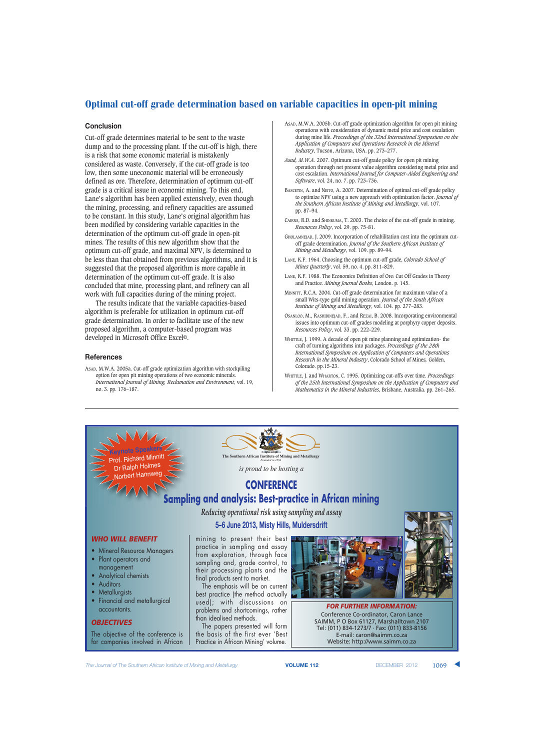## Conclusion

Cut-off grade determines material to be sent to the waste dump and to the processing plant. If the cut-off is high, there is a risk that some economic material is mistakenly considered as waste. Conversely, if the cut-off grade is too low, then some uneconomic material will be erroneously defined as ore. Therefore, determination of optimum cut-off grade is a critical issue in economic mining. To this end, Lane's algorithm has been applied extensively, even though the mining, processing, and refinery capacities are assumed to be constant. In this study, Lane's original algorithm has been modified by considering variable capacities in the determination of the optimum cut-off grade in open-pit mines. The results of this new algorithm show that the optimum cut-off grade, and maximal NPV, is determined to be less than that obtained from previous algorithms, and it is suggested that the proposed algorithm is more capable in determination of the optimum cut-off grade. It is also concluded that mine, processing plant, and refinery can all work with full capacities during of the mining project.

The results indicate that the variable capacities-based algorithm is preferable for utilization in optimum cut-off grade determination. In order to facilitate use of the new proposed algorithm, a computer-based program was developed in Microsoft Office Excel©.

## References

Asad, M.W.A. 2005a. Cut-off grade optimization algorithm with stockpiling option for open pit mining operations of two economic minerals. *International Journal of Mining, Reclamation and Environment*, vol. 19, no. 3. pp. 176–187.

Asad, M.W.A. 2005b. Cut-off grade optimization algorithm for open pit mining operations with consideration of dynamic metal price and cost escalation during mine life. *Proceedings of the 32nd International Symposium on the Application of Computers and Operations Research in the Mineral Industry*, Tucson, Arizona, USA. pp. 273–277.

*Asad, M.W.A.* 2007. Optimum cut-off grade policy for open pit mining operation through net present value algorithm considering metal price and cost escalation. *International Journal for Computer-Aided Engineering and Software*, vol. 24, no. 7. pp. 723–736.

Bascetin, A. and Nieto, A. 2007. Determination of optimal cut-off grade policy to optimize NPV using a new approach with optimization factor. *Journal of the Southern African Institute of Mining and Metallurgy*, vol. 107. pp. 87–94.

Cairns, R.D. and Shinkuma, T. 2003. The choice of the cut-off grade in mining. *Resources Policy*, vol. 29. pp. 75-81.

Gholamnejad, J. 2009. Incorporation of rehabilitation cost into the optimum cut-off grade determination. *Journal of the Southern African Institute of Mining and Metallurgy*, vol. 109. pp. 89–94.

Lane, K.F. 1964. Choosing the optimum cut-off grade, *Colorado School of Mines Quarterly*, vol. 59, no. 4. pp. 811–829.

Lane, K.F. 1988. The Economics Definition of Ore: Cut Off Grades in Theory and Practice. *Mining Journal Books*, London. p. 145.

Minnitt, R.C.A. 2004. Cut-off grade determination for maximum value of a small Wits-type gold mining operation. *Journal of the South African Institute of Mining and Metallurgy*, vol. 104. pp. 277–283.

Osanloo, M., Rashidinejad, F., and Rezai, B. 2008. Incorporating environmental issues into optimum cut-off grades modeling at porphyry copper deposits. *Resources Policy*, vol. 33. pp. 222–229.

Whittle, J. 1999. A decade of open pit mine planning and optimization- the craft of turning algorithms into packages. *Proceedings of the 28th International Symposium on Application of Computers and Operations Research in the Mineral Industry*, Colorado School of Mines, Golden, Colorado. pp.15-23.

Whittle, J. and Wharton, C. 1995. Optimizing cut-offs over time. *Proceedings of the 25th International Symposium on the Application of Computers and Mathematics in the Mineral Industries*, Brisbane, Australia. pp. 261–265.

---

Keynote Speakers
Prof. Richard Minnitt
Dr Ralph Holmes
Norbert Hannweg

The Southern African Institute of Mining and Metallurgy
Founded in 1894

*is proud to be hosting a*

# CONFERENCE

## Sampling and analysis: Best-practice in African mining

*Reducing operational risk using sampling and assay*

**5–6 June 2013, Misty Hills, Muldersdrift**

### WHO WILL BENEFIT

- Mineral Resource Managers
- Plant operators and management
- Analytical chemists
- Auditors
- Metallurgists
- Financial and metallurgical accountants.

### OBJECTIVES

The objective of the conference is for companies involved in African mining to present their best practice in sampling and assay from exploration, through face sampling and, grade control, to their processing plants and the final products sent to market.

The emphasis will be on current best practice (the method actually used); with discussions on problems and shortcomings, rather than idealised methods.

The papers presented will form the basis of the first ever 'Best Practice in African Mining' volume.

### FOR FURTHER INFORMATION:

Conference Co-ordinator, Caron Lance
SAIMM, P O Box 61127, Marshalltown 2107
Tel: (011) 834-1273/7 · Fax: (011) 833-8156
E-mail: caron@saimm.co.za
Website: http://www.saimm.co.za